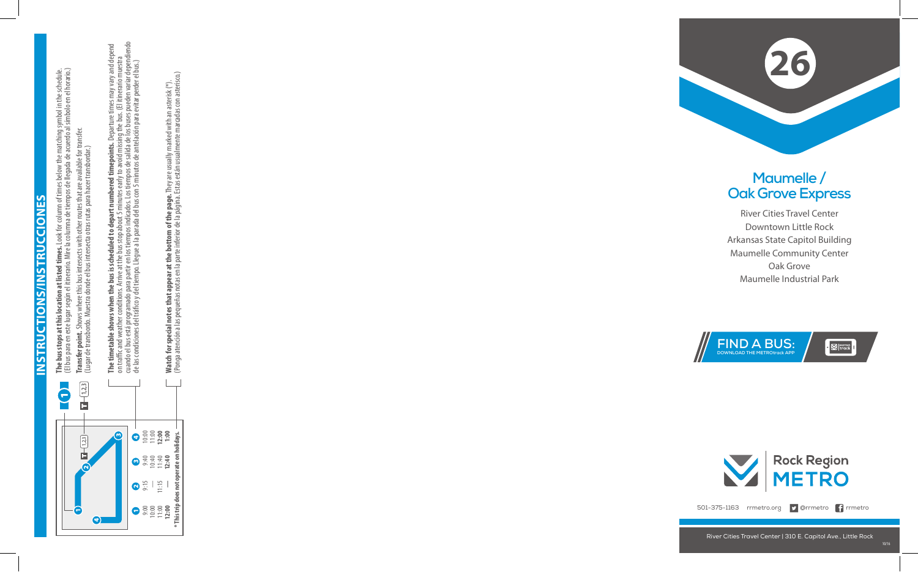## INSTRUCTIONS/INSTRUCCIONES

**The bus stops at this location at listed times.** Look for column of times below the matching symbol in the schedule. (El bus para en este lugar según el itinerario. Mire la columna de tiempos de llegada de acuerdo al símbolo en el horario.)

**Transfer point.** Shows where this bus intersects with other routes that are available for transfer. (Lugar de transbordo. Muestra dónde el bus intersecta otras rutas para hacer transbordar.)

**The timetable shows when the bus is scheduled to depart numbered timepoints.** Departure times may vary and depend on traffic and weather conditions. Arrive at the bus stop about 5 minutes early to avoid missing the bus. (El itinerario muestra cuando el bus está programado para partir en los tiempos indicados. Los tiempos de salida de los buses pueden variar dependiendo de las condiciones del tráfico y del tiempo. Llegue a la parada del bus con 5 minutos de antelación para evitar perder el bus.)

**Watch for special notes that appear at the bottom of the page.** They are usually marked with an asterisk (*). (Ponga atención a las pequeñas notas en la parte inferior de la página. Estas están usualmente marcadas con asterisco.)

| 1 | 2 | 3 | 4 |
|---|---|---|---|
| 9:00 | 9:15 | 9:40 | 10:00 |
| 10:00 | — | 10:40 | 11:00 |
| 11:00 | 11:15 | 11:40 | **12:00** |
| **12:00** | — | **12:40** | **1:00** |

* This trip does not operate on holidays.

# 26

## Maumelle / Oak Grove Express

River Cities Travel Center
Downtown Little Rock
Arkansas State Capitol Building
Maumelle Community Center
Oak Grove
Maumelle Industrial Park

FIND A BUS: DOWNLOAD THE METROtrack APP

Rock Region METRO

501-375-1163 rrmetro.org @rrmetro rrmetro

River Cities Travel Center | 310 E. Capitol Ave., Little Rock

10/16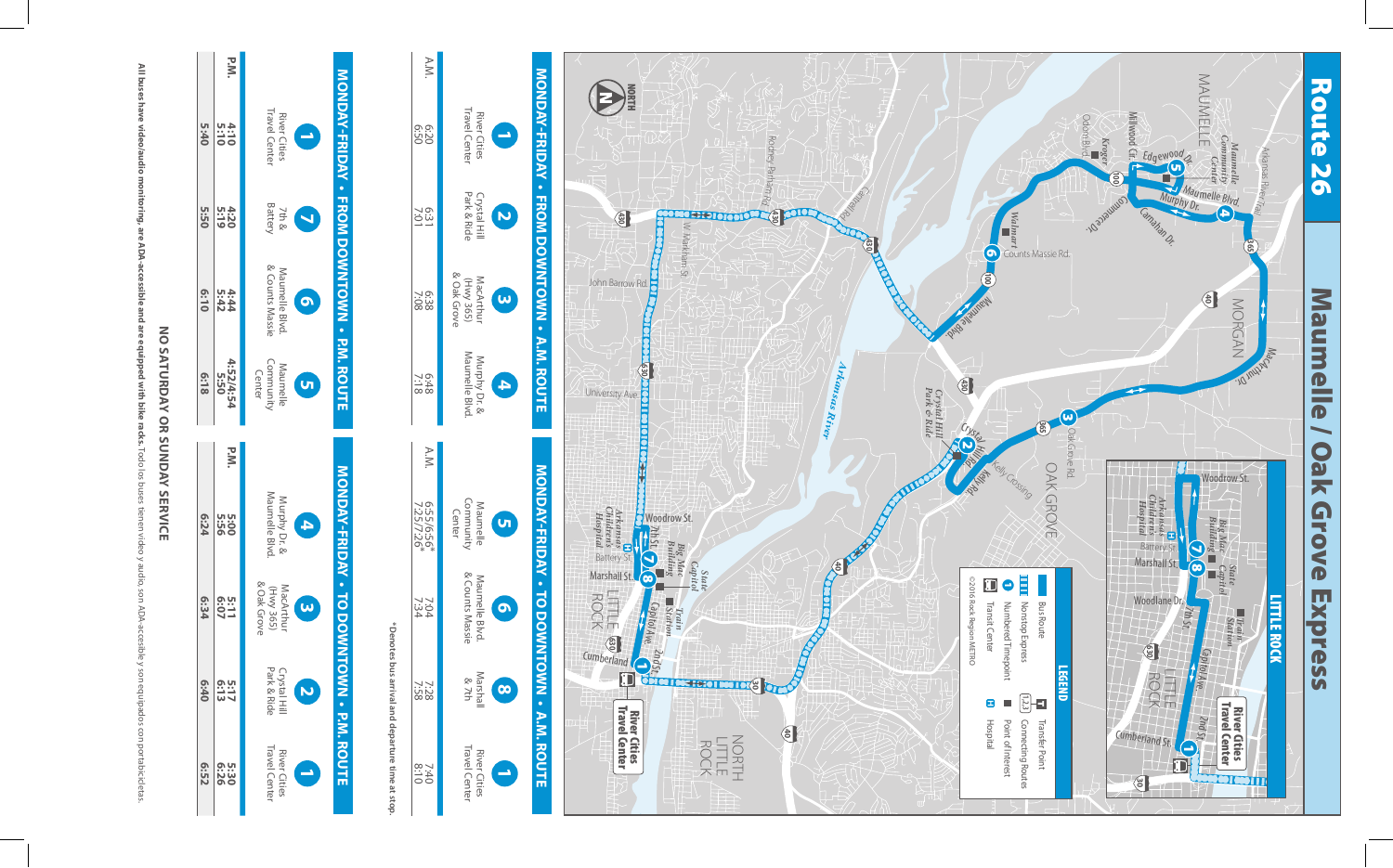# Route 26 Maumelle / Oak Grove Express

LITTLE ROCK

**LEGEND**

- Bus Route
- Nonstop Express
- Numbered Timepoint
- Transit Center
- Transfer Point
- Connecting Routes
- Point of Interest
- Hospital

©2016 Rock Region METRO

## MONDAY-FRIDAY • FROM DOWNTOWN • A.M. ROUTE

| | 1 River Cities Travel Center | 2 Crystal Hill Park & Ride | 3 MacArthur (Hwy 365) & Oak Grove | 4 Murphy Dr. & Maumelle Blvd. |
|---|---|---|---|---|
| A.M. | 6:20 | 6:31 | 6:38 | 6:48 |
| | 6:50 | 7:01 | 7:08 | 7:18 |

## MONDAY-FRIDAY • TO DOWNTOWN • A.M. ROUTE

| | 5 Maumelle Community Center | 6 Maumelle Blvd. & Counts Massie | 8 Marshall & 7th | 1 River Cities Travel Center |
|---|---|---|---|---|
| A.M. | 6:55/6:56* | 7:04 | 7:28 | 7:40 |
| | 7:25/7:26* | 7:34 | 7:58 | 8:10 |

*Denotes bus arrival and departure time at stop.

## MONDAY-FRIDAY • FROM DOWNTOWN • P.M. ROUTE

| | 1 River Cities Travel Center | 7 7th & Battery | 6 Maumelle Blvd. & Counts Massie | 5 Maumelle Community Center |
|---|---|---|---|---|
| P.M. | 4:10 | 4:20 | 4:44 | 4:52/4:54 |
| | 5:10 | 5:19 | 5:42 | 5:50 |
| | 5:40 | 5:50 | 6:10 | 6:18 |

## MONDAY-FRIDAY • TO DOWNTOWN • P.M. ROUTE

| | 4 Murphy Dr. & Maumelle Blvd. | 3 MacArthur (Hwy 365) & Oak Grove | 2 Crystal Hill Park & Ride | 1 River Cities Travel Center |
|---|---|---|---|---|
| P.M. | 5:00 | 5:11 | 5:17 | 5:30 |
| | 5:56 | 6:07 | 6:13 | 6:26 |
| | 6:24 | 6:34 | 6:40 | 6:52 |

**NO SATURDAY OR SUNDAY SERVICE**

**All buses have video/audio monitoring, are ADA-accessible and are equipped with bike racks.** Todo los buses tienen video y audio, son ADA-accesible y son equipados con portabicicletas.